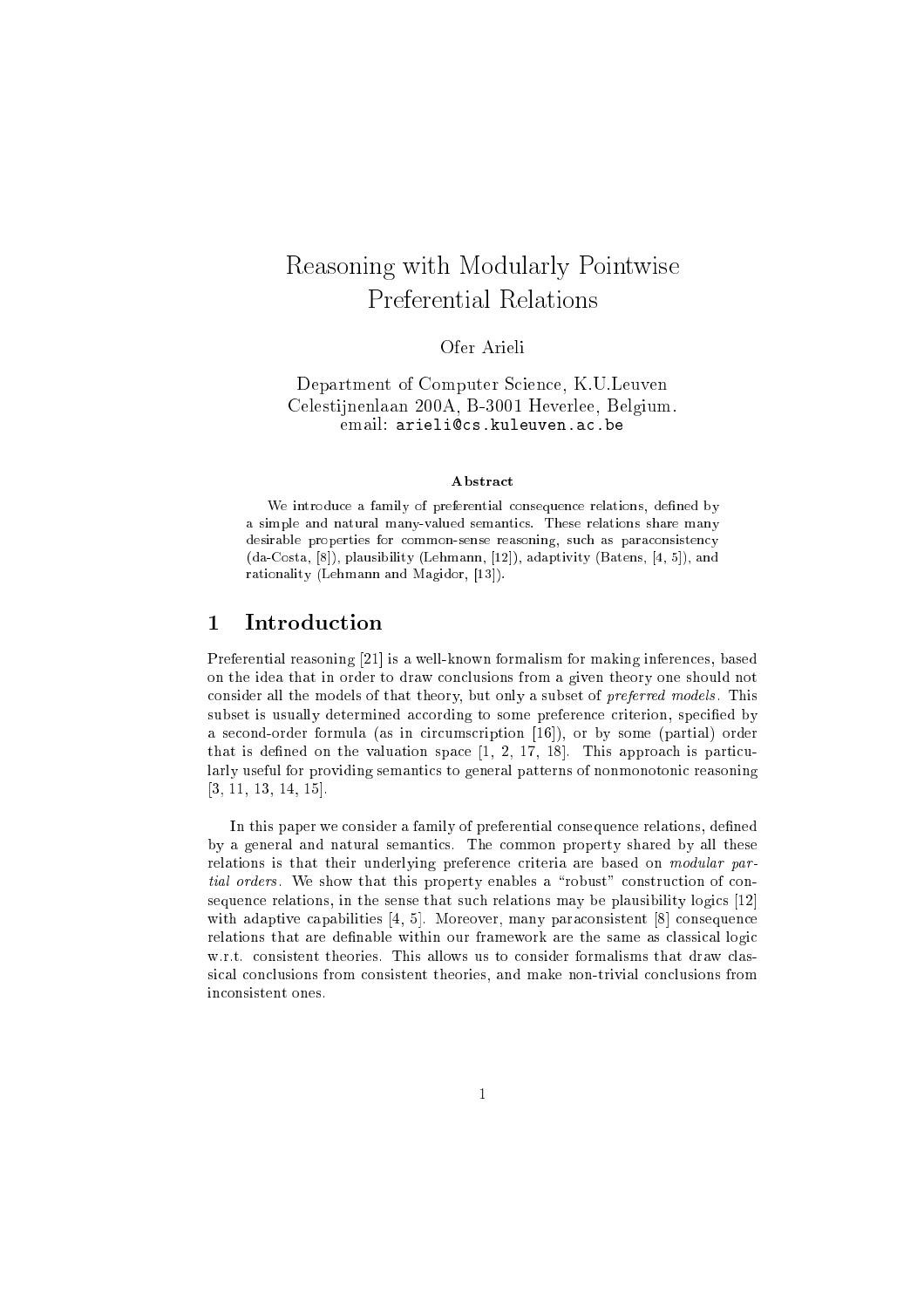# Reasoning with Modularly Pointwise Preferential Relations

Ofer Arieli

Department of Computer Science, K.U.Leuven
Celestijnenlaan 200A, B-3001 Heverlee, Belgium.
email: arieli@cs.kuleuven.ac.be

### Abstract

We introduce a family of preferential consequence relations, defined by a simple and natural many-valued semantics. These relations share many desirable properties for common-sense reasoning, such as paraconsistency (da-Costa, [8]), plausibility (Lehmann, [12]), adaptivity (Batens, [4, 5]), and rationality (Lehmann and Magidor, [13]).

## 1 Introduction

Preferential reasoning [21] is a well-known formalism for making inferences, based on the idea that in order to draw conclusions from a given theory one should not consider all the models of that theory, but only a subset of *preferred models*. This subset is usually determined according to some preference criterion, specified by a second-order formula (as in circumscription [16]), or by some (partial) order that is defined on the valuation space [1, 2, 17, 18]. This approach is particularly useful for providing semantics to general patterns of nonmonotonic reasoning [3, 11, 13, 14, 15].

In this paper we consider a family of preferential consequence relations, defined by a general and natural semantics. The common property shared by all these relations is that their underlying preference criteria are based on *modular partial orders*. We show that this property enables a "robust" construction of consequence relations, in the sense that such relations may be plausibility logics [12] with adaptive capabilities [4, 5]. Moreover, many paraconsistent [8] consequence relations that are definable within our framework are the same as classical logic w.r.t. consistent theories. This allows us to consider formalisms that draw classical conclusions from consistent theories, and make non-trivial conclusions from inconsistent ones.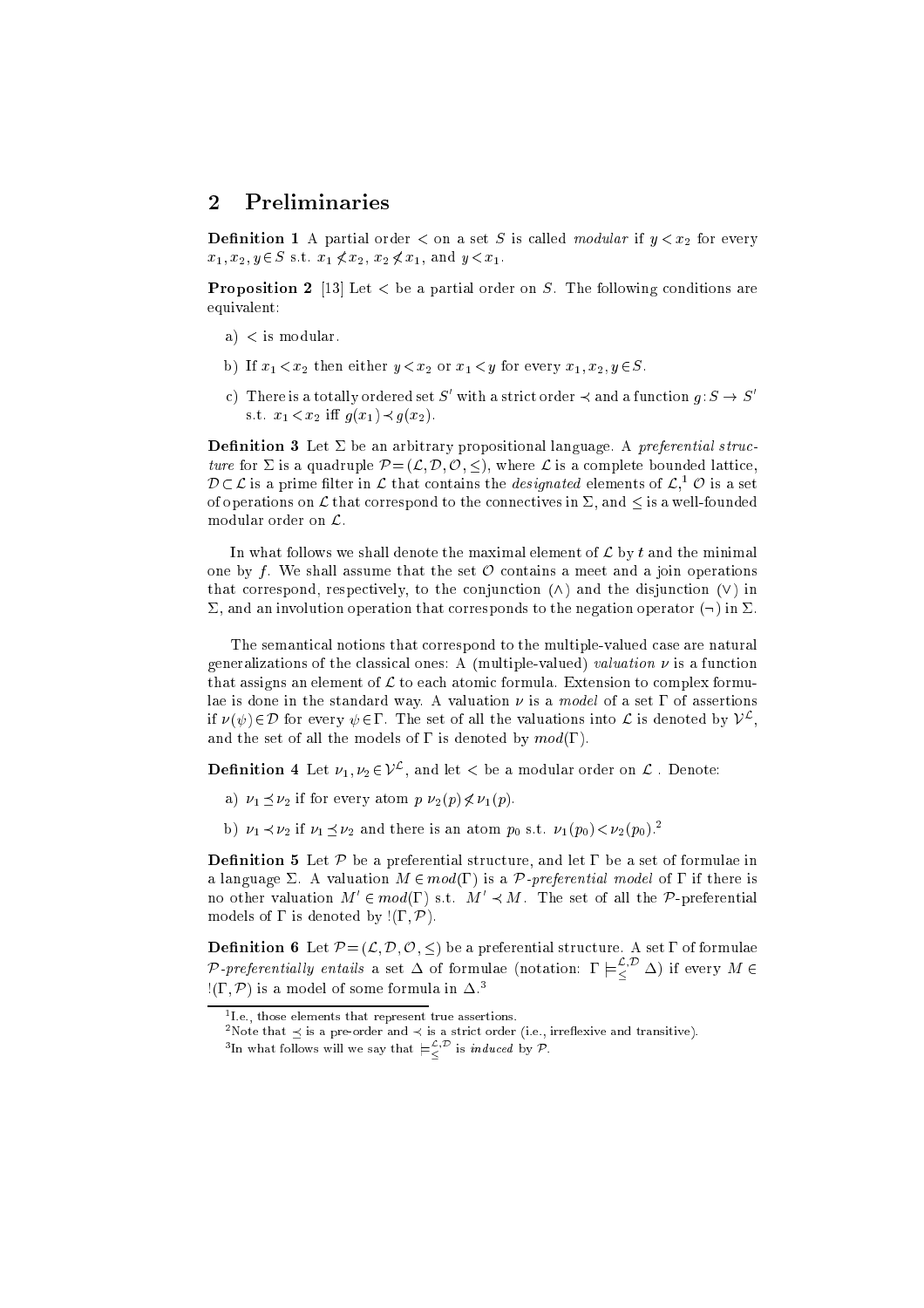## 2 Preliminaries

**Definition 1** A partial order $<$ on a set $S$ is called *modular* if $y < x_2$ for every $x_1, x_2, y \in S$ s.t. $x_1 \not< x_2$, $x_2 \not< x_1$, and $y < x_1$.

**Proposition 2** [13] Let $<$ be a partial order on $S$. The following conditions are equivalent:

a) $<$ is modular.

b) If $x_1 < x_2$ then either $y < x_2$ or $x_1 < y$ for every $x_1, x_2, y \in S$.

c) There is a totally ordered set $S'$ with a strict order $\prec$ and a function $g : S \to S'$ s.t. $x_1 < x_2$ iff $g(x_1) \prec g(x_2)$.

**Definition 3** Let $\Sigma$ be an arbitrary propositional language. A *preferential structure* for $\Sigma$ is a quadruple $\mathcal{P} = (\mathcal{L}, \mathcal{D}, \mathcal{O}, \leq)$, where $\mathcal{L}$ is a complete bounded lattice, $\mathcal{D} \subset \mathcal{L}$ is a prime filter in $\mathcal{L}$ that contains the *designated* elements of $\mathcal{L}$,[1] $\mathcal{O}$ is a set of operations on $\mathcal{L}$ that correspond to the connectives in $\Sigma$, and $\leq$ is a well-founded modular order on $\mathcal{L}$.

In what follows we shall denote the maximal element of $\mathcal{L}$ by $t$ and the minimal one by $f$. We shall assume that the set $\mathcal{O}$ contains a meet and a join operations that correspond, respectively, to the conjunction ($\wedge$) and the disjunction ($\vee$) in $\Sigma$, and an involution operation that corresponds to the negation operator ($\neg$) in $\Sigma$.

The semantical notions that correspond to the multiple-valued case are natural generalizations of the classical ones: A (multiple-valued) *valuation* $\nu$ is a function that assigns an element of $\mathcal{L}$ to each atomic formula. Extension to complex formulae is done in the standard way. A valuation $\nu$ is a *model* of a set $\Gamma$ of assertions if $\nu(\psi) \in \mathcal{D}$ for every $\psi \in \Gamma$. The set of all the valuations into $\mathcal{L}$ is denoted by $\mathcal{V}^{\mathcal{L}}$, and the set of all the models of $\Gamma$ is denoted by $mod(\Gamma)$.

**Definition 4** Let $\nu_1, \nu_2 \in \mathcal{V}^{\mathcal{L}}$, and let $<$ be a modular order on $\mathcal{L}$ . Denote:

a) $\nu_1 \preceq \nu_2$ if for every atom $p$ $\nu_2(p) \not< \nu_1(p)$.

b) $\nu_1 \prec \nu_2$ if $\nu_1 \preceq \nu_2$ and there is an atom $p_0$ s.t. $\nu_1(p_0) < \nu_2(p_0)$.[2]

**Definition 5** Let $\mathcal{P}$ be a preferential structure, and let $\Gamma$ be a set of formulae in a language $\Sigma$. A valuation $M \in mod(\Gamma)$ is a *$\mathcal{P}$-preferential model* of $\Gamma$ if there is no other valuation $M' \in mod(\Gamma)$ s.t. $M' \prec M$. The set of all the $\mathcal{P}$-preferential models of $\Gamma$ is denoted by $!(\Gamma, \mathcal{P})$.

**Definition 6** Let $\mathcal{P} = (\mathcal{L}, \mathcal{D}, \mathcal{O}, \leq)$ be a preferential structure. A set $\Gamma$ of formulae *$\mathcal{P}$-preferentially entails* a set $\Delta$ of formulae (notation: $\Gamma \models_{\leq}^{\mathcal{L},\mathcal{D}} \Delta$) if every $M \in$ $!(\Gamma, \mathcal{P})$ is a model of some formula in $\Delta$.[3]

---

[1] I.e., those elements that represent true assertions.

[2] Note that $\preceq$ is a pre-order and $\prec$ is a strict order (i.e., irreflexive and transitive).

[3] In what follows will we say that $\models_{\leq}^{\mathcal{L},\mathcal{D}}$ is *induced* by $\mathcal{P}$.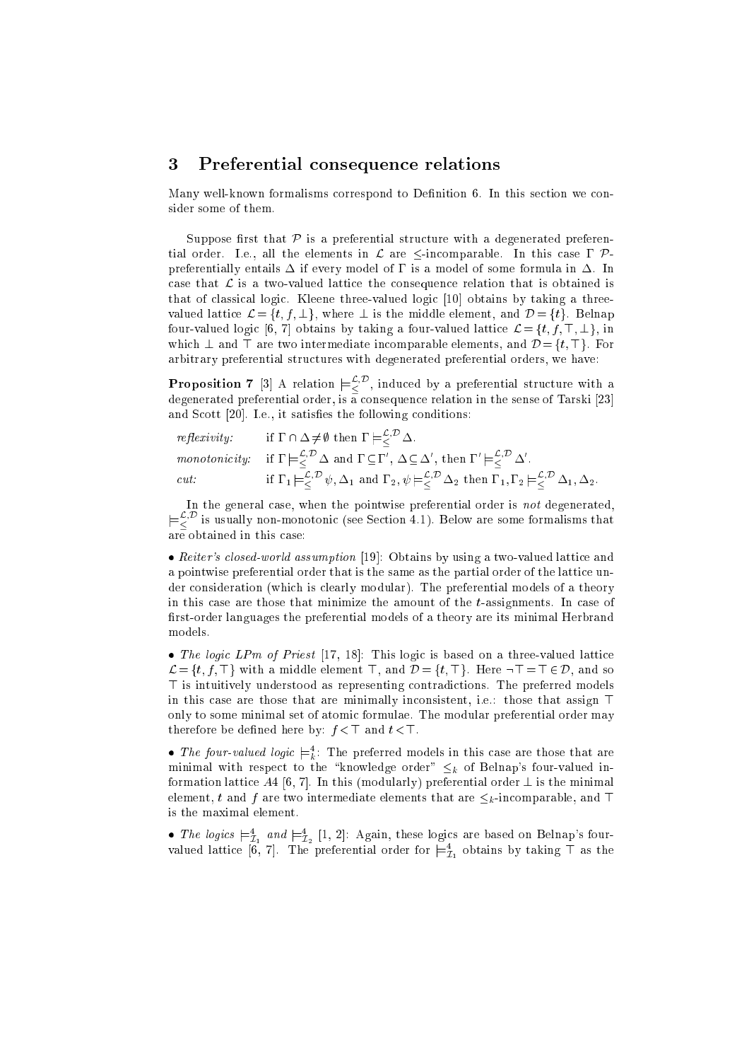## 3 Preferential consequence relations

Many well-known formalisms correspond to Definition 6. In this section we consider some of them.

Suppose first that $\mathcal{P}$ is a preferential structure with a degenerated preferential order. I.e., all the elements in $\mathcal{L}$ are $\leq$-incomparable. In this case $\Gamma$ $\mathcal{P}$-preferentially entails $\Delta$ if every model of $\Gamma$ is a model of some formula in $\Delta$. In case that $\mathcal{L}$ is a two-valued lattice the consequence relation that is obtained is that of classical logic. Kleene three-valued logic [10] obtains by taking a three-valued lattice $\mathcal{L} = \{t, f, \bot\}$, where $\bot$ is the middle element, and $\mathcal{D} = \{t\}$. Belnap four-valued logic [6, 7] obtains by taking a four-valued lattice $\mathcal{L} = \{t, f, \top, \bot\}$, in which $\bot$ and $\top$ are two intermediate incomparable elements, and $\mathcal{D} = \{t, \top\}$. For arbitrary preferential structures with degenerated preferential orders, we have:

**Proposition 7** [3] A relation $\models_{\leq}^{\mathcal{L},\mathcal{D}}$, induced by a preferential structure with a degenerated preferential order, is a consequence relation in the sense of Tarski [23] and Scott [20]. I.e., it satisfies the following conditions:

*reflexivity:* if $\Gamma \cap \Delta \neq \emptyset$ then $\Gamma \models_{\leq}^{\mathcal{L},\mathcal{D}} \Delta$.

*monotonicity:* if $\Gamma \models_{\leq}^{\mathcal{L},\mathcal{D}} \Delta$ and $\Gamma \subseteq \Gamma'$, $\Delta \subseteq \Delta'$, then $\Gamma' \models_{\leq}^{\mathcal{L},\mathcal{D}} \Delta'$.

*cut:* if $\Gamma_1 \models_{\leq}^{\mathcal{L},\mathcal{D}} \psi, \Delta_1$ and $\Gamma_2, \psi \models_{\leq}^{\mathcal{L},\mathcal{D}} \Delta_2$ then $\Gamma_1, \Gamma_2 \models_{\leq}^{\mathcal{L},\mathcal{D}} \Delta_1, \Delta_2$.

In the general case, when the pointwise preferential order is *not* degenerated, $\models_{\leq}^{\mathcal{L},\mathcal{D}}$ is usually non-monotonic (see Section 4.1). Below are some formalisms that are obtained in this case:

- *Reiter's closed-world assumption* [19]: Obtains by using a two-valued lattice and a pointwise preferential order that is the same as the partial order of the lattice under consideration (which is clearly modular). The preferential models of a theory in this case are those that minimize the amount of the $t$-assignments. In case of first-order languages the preferential models of a theory are its minimal Herbrand models.

- *The logic LPm of Priest* [17, 18]: This logic is based on a three-valued lattice $\mathcal{L} = \{t, f, \top\}$ with a middle element $\top$, and $\mathcal{D} = \{t, \top\}$. Here $\neg\top = \top \in \mathcal{D}$, and so $\top$ is intuitively understood as representing contradictions. The preferred models in this case are those that are minimally inconsistent, i.e.: those that assign $\top$ only to some minimal set of atomic formulae. The modular preferential order may therefore be defined here by: $f < \top$ and $t < \top$.

- *The four-valued logic* $\models_k^4$: The preferred models in this case are those that are minimal with respect to the "knowledge order" $\leq_k$ of Belnap's four-valued information lattice *A4* [6, 7]. In this (modularly) preferential order $\bot$ is the minimal element, $t$ and $f$ are two intermediate elements that are $\leq_k$-incomparable, and $\top$ is the maximal element.

- *The logics* $\models_{\mathcal{I}_1}^4$ *and* $\models_{\mathcal{I}_2}^4$ [1, 2]: Again, these logics are based on Belnap's four-valued lattice [6, 7]. The preferential order for $\models_{\mathcal{I}_1}^4$ obtains by taking $\top$ as the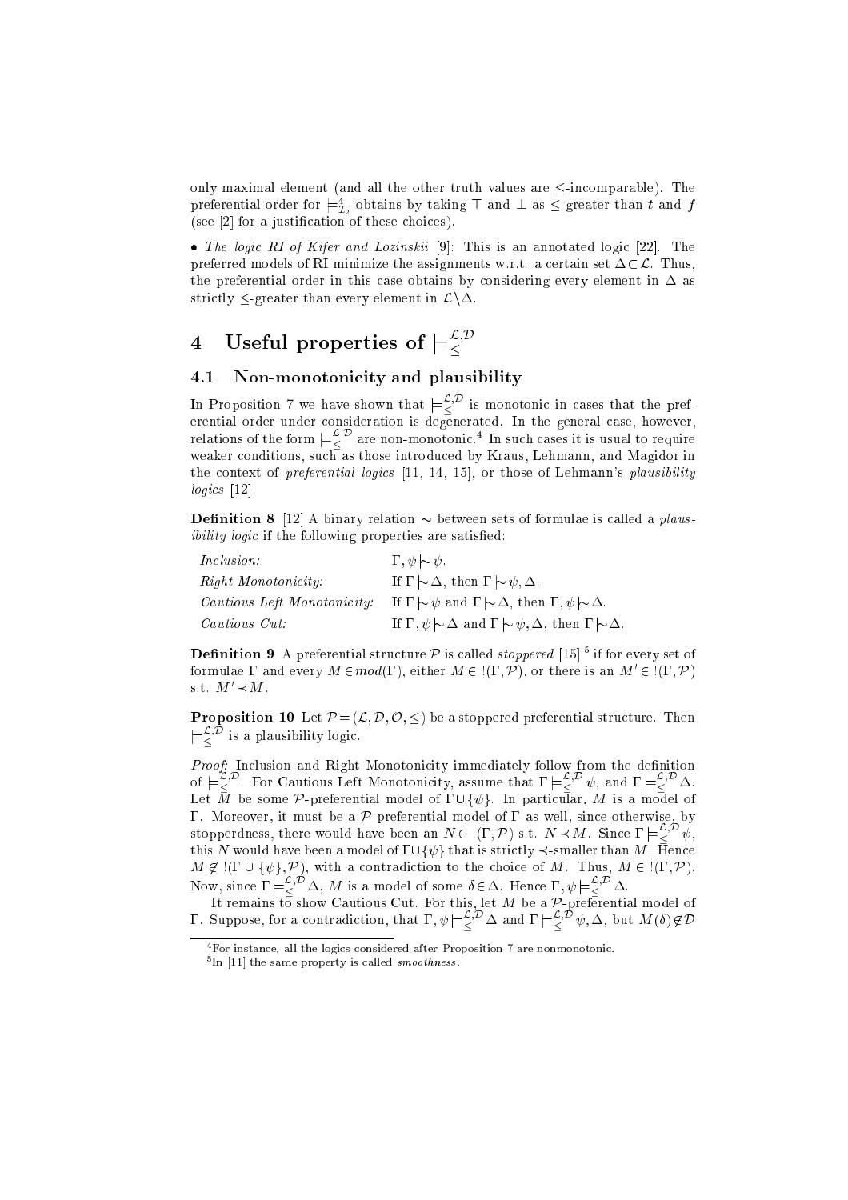only maximal element (and all the other truth values are $\leq$-incomparable). The preferential order for $\models^4_{\mathcal{I}_2}$ obtains by taking $\top$ and $\bot$ as $\leq$-greater than $t$ and $f$ (see [2] for a justification of these choices).

• *The logic RI of Kifer and Lozinskii* [9]: This is an annotated logic [22]. The preferred models of RI minimize the assignments w.r.t. a certain set $\Delta \subset \mathcal{L}$. Thus, the preferential order in this case obtains by considering every element in $\Delta$ as strictly $\leq$-greater than every element in $\mathcal{L} \setminus \Delta$.

# 4 Useful properties of $\models^{\mathcal{L},\mathcal{D}}_{\leq}$

## 4.1 Non-monotonicity and plausibility

In Proposition 7 we have shown that $\models^{\mathcal{L},\mathcal{D}}_{\leq}$ is monotonic in cases that the preferential order under consideration is degenerated. In the general case, however, relations of the form $\models^{\mathcal{L},\mathcal{D}}_{\leq}$ are non-monotonic.[4] In such cases it is usual to require weaker conditions, such as those introduced by Kraus, Lehmann, and Magidor in the context of *preferential logics* [11, 14, 15], or those of Lehmann's *plausibility logics* [12].

**Definition 8** [12] A binary relation $\mid\sim$ between sets of formulae is called a *plausibility logic* if the following properties are satisfied:

| | |
|---|---|
| *Inclusion:* | $\Gamma, \psi \mid\sim \psi$. |
| *Right Monotonicity:* | If $\Gamma \mid\sim \Delta$, then $\Gamma \mid\sim \psi, \Delta$. |
| *Cautious Left Monotonicity:* | If $\Gamma \mid\sim \psi$ and $\Gamma \mid\sim \Delta$, then $\Gamma, \psi \mid\sim \Delta$. |
| *Cautious Cut:* | If $\Gamma, \psi \mid\sim \Delta$ and $\Gamma \mid\sim \psi, \Delta$, then $\Gamma \mid\sim \Delta$. |

**Definition 9** A preferential structure $\mathcal{P}$ is called *stoppered* [15] [5] if for every set of formulae $\Gamma$ and every $M \in mod(\Gamma)$, either $M \in\, !(\Gamma, \mathcal{P})$, or there is an $M' \in\, !(\Gamma, \mathcal{P})$ s.t. $M' \prec M$.

**Proposition 10** Let $\mathcal{P} = (\mathcal{L}, \mathcal{D}, \mathcal{O}, \leq)$ be a stoppered preferential structure. Then $\models^{\mathcal{L},\mathcal{D}}_{\leq}$ is a plausibility logic.

*Proof:* Inclusion and Right Monotonicity immediately follow from the definition of $\models^{\mathcal{L},\mathcal{D}}_{\leq}$. For Cautious Left Monotonicity, assume that $\Gamma \models^{\mathcal{L},\mathcal{D}}_{\leq} \psi$, and $\Gamma \models^{\mathcal{L},\mathcal{D}}_{\leq} \Delta$. Let $M$ be some $\mathcal{P}$-preferential model of $\Gamma \cup \{\psi\}$. In particular, $M$ is a model of $\Gamma$. Moreover, it must be a $\mathcal{P}$-preferential model of $\Gamma$ as well, since otherwise, by stopperdness, there would have been an $N \in\, !(\Gamma, \mathcal{P})$ s.t. $N \prec M$. Since $\Gamma \models^{\mathcal{L},\mathcal{D}}_{\leq} \psi$, this $N$ would have been a model of $\Gamma \cup \{\psi\}$ that is strictly $\prec$-smaller than $M$. Hence $M \notin\, !(\Gamma \cup \{\psi\}, \mathcal{P})$, with a contradiction to the choice of $M$. Thus, $M \in\, !(\Gamma, \mathcal{P})$. Now, since $\Gamma \models^{\mathcal{L},\mathcal{D}}_{\leq} \Delta$, $M$ is a model of some $\delta \in \Delta$. Hence $\Gamma, \psi \models^{\mathcal{L},\mathcal{D}}_{\leq} \Delta$.

It remains to show Cautious Cut. For this, let $M$ be a $\mathcal{P}$-preferential model of $\Gamma$. Suppose, for a contradiction, that $\Gamma, \psi \models^{\mathcal{L},\mathcal{D}}_{\leq} \Delta$ and $\Gamma \models^{\mathcal{L},\mathcal{D}}_{\leq} \psi, \Delta$, but $M(\delta) \notin \mathcal{D}$

[4] For instance, all the logics considered after Proposition 7 are nonmonotonic.

[5] In [11] the same property is called *smoothness*.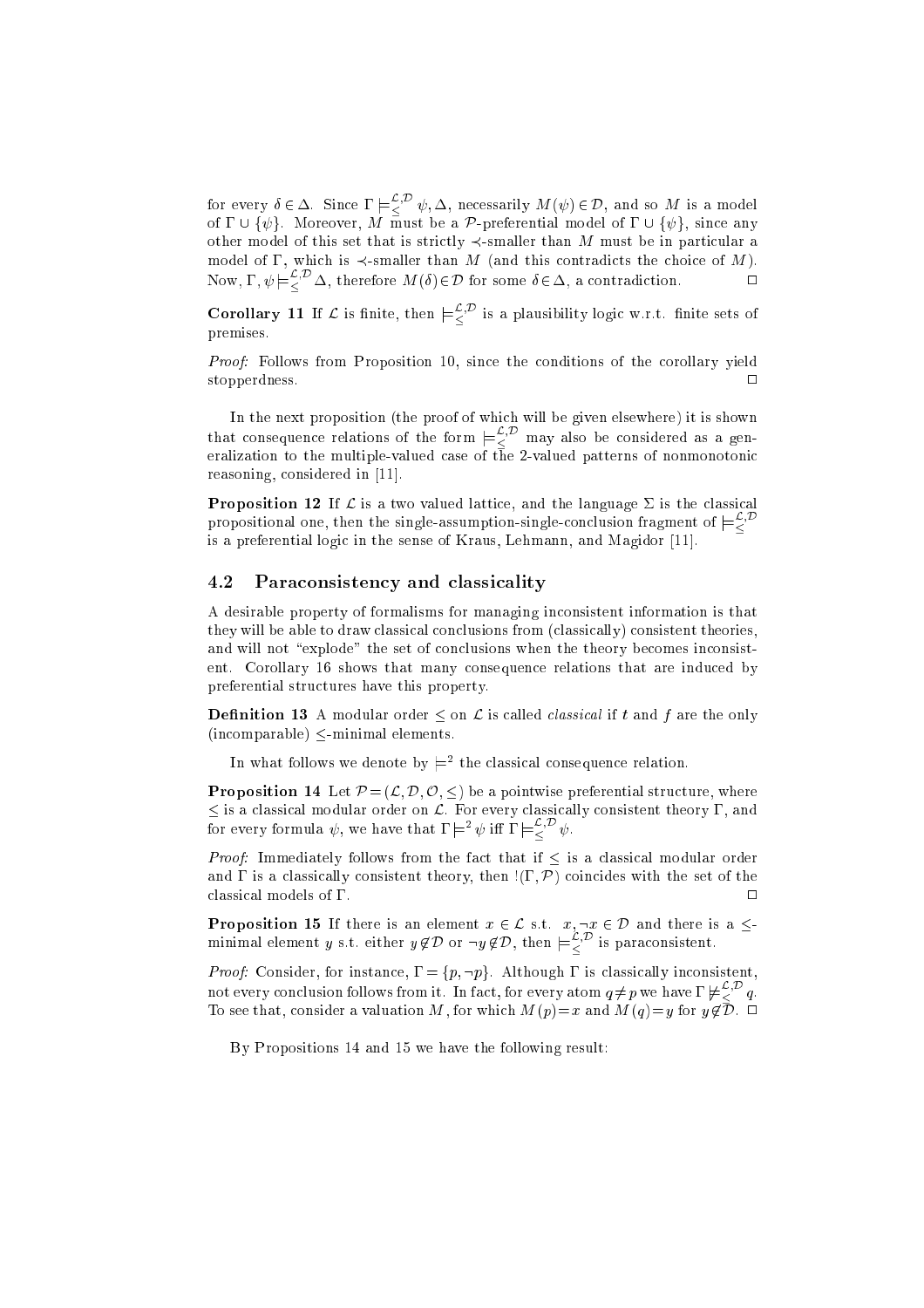for every $\delta \in \Delta$. Since $\Gamma \models_{\leq}^{\mathcal{L},\mathcal{D}} \psi, \Delta$, necessarily $M(\psi) \in \mathcal{D}$, and so $M$ is a model of $\Gamma \cup \{\psi\}$. Moreover, $M$ must be a $\mathcal{P}$-preferential model of $\Gamma \cup \{\psi\}$, since any other model of this set that is strictly $\prec$-smaller than $M$ must be in particular a model of $\Gamma$, which is $\prec$-smaller than $M$ (and this contradicts the choice of $M$). Now, $\Gamma, \psi \models_{\leq}^{\mathcal{L},\mathcal{D}} \Delta$, therefore $M(\delta) \in \mathcal{D}$ for some $\delta \in \Delta$, a contradiction. □

**Corollary 11** If $\mathcal{L}$ is finite, then $\models_{\leq}^{\mathcal{L},\mathcal{D}}$ is a plausibility logic w.r.t. finite sets of premises.

*Proof:* Follows from Proposition 10, since the conditions of the corollary yield stopperdness. □

In the next proposition (the proof of which will be given elsewhere) it is shown that consequence relations of the form $\models_{\leq}^{\mathcal{L},\mathcal{D}}$ may also be considered as a generalization to the multiple-valued case of the 2-valued patterns of nonmonotonic reasoning, considered in [11].

**Proposition 12** If $\mathcal{L}$ is a two valued lattice, and the language $\Sigma$ is the classical propositional one, then the single-assumption-single-conclusion fragment of $\models_{\leq}^{\mathcal{L},\mathcal{D}}$ is a preferential logic in the sense of Kraus, Lehmann, and Magidor [11].

## 4.2 Paraconsistency and classicality

A desirable property of formalisms for managing inconsistent information is that they will be able to draw classical conclusions from (classically) consistent theories, and will not "explode" the set of conclusions when the theory becomes inconsistent. Corollary 16 shows that many consequence relations that are induced by preferential structures have this property.

**Definition 13** A modular order $\leq$ on $\mathcal{L}$ is called *classical* if $t$ and $f$ are the only (incomparable) $\leq$-minimal elements.

In what follows we denote by $\models^2$ the classical consequence relation.

**Proposition 14** Let $\mathcal{P} = (\mathcal{L}, \mathcal{D}, \mathcal{O}, \leq)$ be a pointwise preferential structure, where $\leq$ is a classical modular order on $\mathcal{L}$. For every classically consistent theory $\Gamma$, and for every formula $\psi$, we have that $\Gamma \models^2 \psi$ iff $\Gamma \models_{\leq}^{\mathcal{L},\mathcal{D}} \psi$.

*Proof:* Immediately follows from the fact that if $\leq$ is a classical modular order and $\Gamma$ is a classically consistent theory, then $!(\Gamma, \mathcal{P})$ coincides with the set of the classical models of $\Gamma$. □

**Proposition 15** If there is an element $x \in \mathcal{L}$ s.t. $x, \neg x \in \mathcal{D}$ and there is a $\leq$-minimal element $y$ s.t. either $y \notin \mathcal{D}$ or $\neg y \notin \mathcal{D}$, then $\models_{\leq}^{\mathcal{L},\mathcal{D}}$ is paraconsistent.

*Proof:* Consider, for instance, $\Gamma = \{p, \neg p\}$. Although $\Gamma$ is classically inconsistent, not every conclusion follows from it. In fact, for every atom $q \neq p$ we have $\Gamma \not\models_{\leq}^{\mathcal{L},\mathcal{D}} q$. To see that, consider a valuation $M$, for which $M(p) = x$ and $M(q) = y$ for $y \notin \mathcal{D}$. □

By Propositions 14 and 15 we have the following result: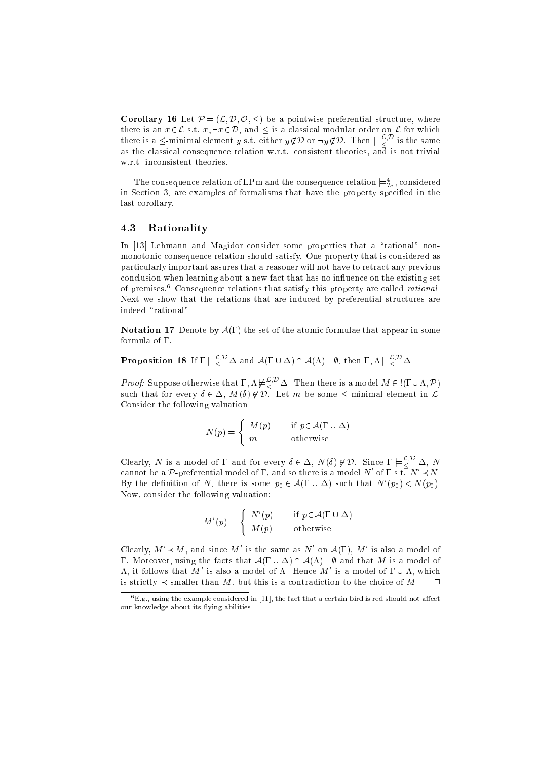**Corollary 16** Let $\mathcal{P} = (\mathcal{L}, \mathcal{D}, \mathcal{O}, \leq)$ be a pointwise preferential structure, where there is an $x \in \mathcal{L}$ s.t. $x, \neg x \in \mathcal{D}$, and $\leq$ is a classical modular order on $\mathcal{L}$ for which there is a $\leq$-minimal element $y$ s.t. either $y \notin \mathcal{D}$ or $\neg y \notin \mathcal{D}$. Then $\models_{\leq}^{\mathcal{L},\mathcal{D}}$ is the same as the classical consequence relation w.r.t. consistent theories, and is not trivial w.r.t. inconsistent theories.

The consequence relation of LPm and the consequence relation $\models^{4}_{\mathcal{I}_2}$, considered in Section 3, are examples of formalisms that have the property specified in the last corollary.

### 4.3 Rationality

In [13] Lehmann and Magidor consider some properties that a "rational" non-monotonic consequence relation should satisfy. One property that is considered as particularly important assures that a reasoner will not have to retract any previous conclusion when learning about a new fact that has no influence on the existing set of premises.[6] Consequence relations that satisfy this property are called *rational*. Next we show that the relations that are induced by preferential structures are indeed "rational".

**Notation 17** Denote by $\mathcal{A}(\Gamma)$ the set of the atomic formulae that appear in some formula of $\Gamma$.

**Proposition 18** If $\Gamma \models_{\leq}^{\mathcal{L},\mathcal{D}} \Delta$ and $\mathcal{A}(\Gamma \cup \Delta) \cap \mathcal{A}(\Lambda) = \emptyset$, then $\Gamma, \Lambda \models_{\leq}^{\mathcal{L},\mathcal{D}} \Delta$.

*Proof:* Suppose otherwise that $\Gamma, \Lambda \not\models_{\leq}^{\mathcal{L},\mathcal{D}} \Delta$. Then there is a model $M \in \,!(\Gamma \cup \Lambda, \mathcal{P})$ such that for every $\delta \in \Delta$, $M(\delta) \notin \mathcal{D}$. Let $m$ be some $\leq$-minimal element in $\mathcal{L}$. Consider the following valuation:

$$N(p) = \begin{cases} M(p) & \text{if } p \in \mathcal{A}(\Gamma \cup \Delta) \\ m & \text{otherwise} \end{cases}$$

Clearly, $N$ is a model of $\Gamma$ and for every $\delta \in \Delta$, $N(\delta) \notin \mathcal{D}$. Since $\Gamma \models_{\leq}^{\mathcal{L},\mathcal{D}} \Delta$, $N$ cannot be a $\mathcal{P}$-preferential model of $\Gamma$, and so there is a model $N'$ of $\Gamma$ s.t. $N' \prec N$. By the definition of $N$, there is some $p_0 \in \mathcal{A}(\Gamma \cup \Delta)$ such that $N'(p_0) < N(p_0)$. Now, consider the following valuation:

$$M'(p) = \begin{cases} N'(p) & \text{if } p \in \mathcal{A}(\Gamma \cup \Delta) \\ M(p) & \text{otherwise} \end{cases}$$

Clearly, $M' \prec M$, and since $M'$ is the same as $N'$ on $\mathcal{A}(\Gamma)$, $M'$ is also a model of $\Gamma$. Moreover, using the facts that $\mathcal{A}(\Gamma \cup \Delta) \cap \mathcal{A}(\Lambda) = \emptyset$ and that $M$ is a model of $\Lambda$, it follows that $M'$ is also a model of $\Lambda$. Hence $M'$ is a model of $\Gamma \cup \Lambda$, which is strictly $\prec$-smaller than $M$, but this is a contradiction to the choice of $M$. $\square$

[6] E.g., using the example considered in [11], the fact that a certain bird is red should not affect our knowledge about its flying abilities.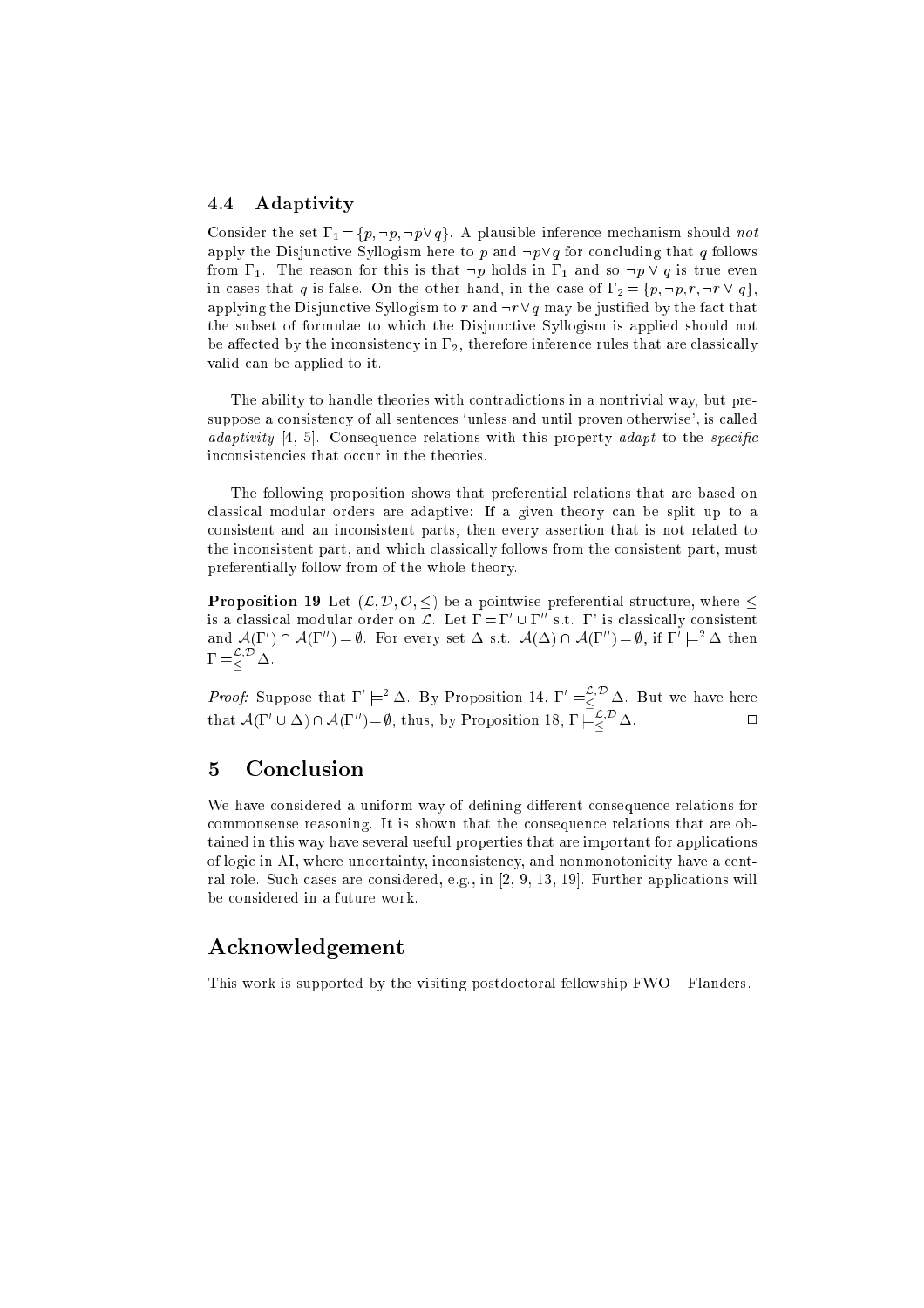### 4.4 Adaptivity

Consider the set $\Gamma_1 = \{p, \neg p, \neg p \vee q\}$. A plausible inference mechanism should *not* apply the Disjunctive Syllogism here to $p$ and $\neg p \vee q$ for concluding that $q$ follows from $\Gamma_1$. The reason for this is that $\neg p$ holds in $\Gamma_1$ and so $\neg p \vee q$ is true even in cases that $q$ is false. On the other hand, in the case of $\Gamma_2 = \{p, \neg p, r, \neg r \vee q\}$, applying the Disjunctive Syllogism to $r$ and $\neg r \vee q$ may be justified by the fact that the subset of formulae to which the Disjunctive Syllogism is applied should not be affected by the inconsistency in $\Gamma_2$, therefore inference rules that are classically valid can be applied to it.

The ability to handle theories with contradictions in a nontrivial way, but presuppose a consistency of all sentences 'unless and until proven otherwise', is called *adaptivity* [4, 5]. Consequence relations with this property *adapt* to the *specific* inconsistencies that occur in the theories.

The following proposition shows that preferential relations that are based on classical modular orders are adaptive: If a given theory can be split up to a consistent and an inconsistent parts, then every assertion that is not related to the inconsistent part, and which classically follows from the consistent part, must preferentially follow from of the whole theory.

**Proposition 19** Let $(\mathcal{L}, \mathcal{D}, \mathcal{O}, \leq)$ be a pointwise preferential structure, where $\leq$ is a classical modular order on $\mathcal{L}$. Let $\Gamma = \Gamma' \cup \Gamma''$ s.t. $\Gamma'$ is classically consistent and $\mathcal{A}(\Gamma') \cap \mathcal{A}(\Gamma'') = \emptyset$. For every set $\Delta$ s.t. $\mathcal{A}(\Delta) \cap \mathcal{A}(\Gamma'') = \emptyset$, if $\Gamma' \models^2 \Delta$ then $\Gamma \models^{\mathcal{L},\mathcal{D}}_{\leq} \Delta$.

*Proof:* Suppose that $\Gamma' \models^2 \Delta$. By Proposition 14, $\Gamma' \models^{\mathcal{L},\mathcal{D}}_{\leq} \Delta$. But we have here that $\mathcal{A}(\Gamma' \cup \Delta) \cap \mathcal{A}(\Gamma'') = \emptyset$, thus, by Proposition 18, $\Gamma \models^{\mathcal{L},\mathcal{D}}_{\leq} \Delta$. □

## 5 Conclusion

We have considered a uniform way of defining different consequence relations for commonsense reasoning. It is shown that the consequence relations that are obtained in this way have several useful properties that are important for applications of logic in AI, where uncertainty, inconsistency, and nonmonotonicity have a central role. Such cases are considered, e.g., in [2, 9, 13, 19]. Further applications will be considered in a future work.

## Acknowledgement

This work is supported by the visiting postdoctoral fellowship FWO – Flanders.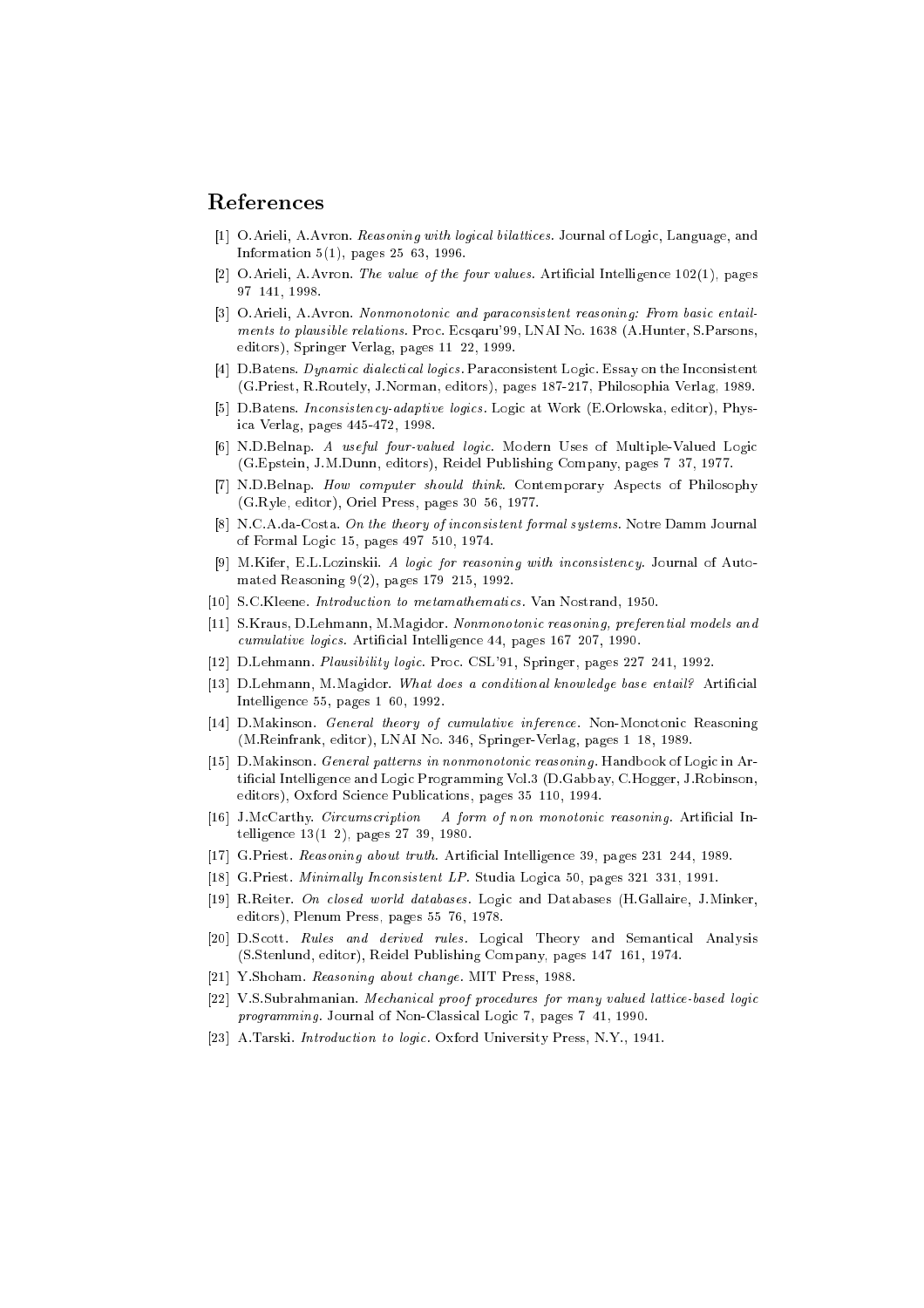## References

[1] O.Arieli, A.Avron. *Reasoning with logical bilattices.* Journal of Logic, Language, and Information 5(1), pages 25 63, 1996.

[2] O.Arieli, A.Avron. *The value of the four values.* Artificial Intelligence 102(1), pages 97 141, 1998.

[3] O.Arieli, A.Avron. *Nonmonotonic and paraconsistent reasoning: From basic entailments to plausible relations.* Proc. Ecsqaru'99, LNAI No. 1638 (A.Hunter, S.Parsons, editors), Springer Verlag, pages 11 22, 1999.

[4] D.Batens. *Dynamic dialectical logics.* Paraconsistent Logic. Essay on the Inconsistent (G.Priest, R.Routely, J.Norman, editors), pages 187-217, Philosophia Verlag, 1989.

[5] D.Batens. *Inconsistency-adaptive logics.* Logic at Work (E.Orlowska, editor), Physica Verlag, pages 445-472, 1998.

[6] N.D.Belnap. *A useful four-valued logic.* Modern Uses of Multiple-Valued Logic (G.Epstein, J.M.Dunn, editors), Reidel Publishing Company, pages 7 37, 1977.

[7] N.D.Belnap. *How computer should think.* Contemporary Aspects of Philosophy (G.Ryle, editor), Oriel Press, pages 30 56, 1977.

[8] N.C.A.da-Costa. *On the theory of inconsistent formal systems.* Notre Damm Journal of Formal Logic 15, pages 497 510, 1974.

[9] M.Kifer, E.L.Lozinskii. *A logic for reasoning with inconsistency.* Journal of Automated Reasoning 9(2), pages 179 215, 1992.

[10] S.C.Kleene. *Introduction to metamathematics.* Van Nostrand, 1950.

[11] S.Kraus, D.Lehmann, M.Magidor. *Nonmonotonic reasoning, preferential models and cumulative logics.* Artificial Intelligence 44, pages 167 207, 1990.

[12] D.Lehmann. *Plausibility logic.* Proc. CSL'91, Springer, pages 227 241, 1992.

[13] D.Lehmann, M.Magidor. *What does a conditional knowledge base entail?* Artificial Intelligence 55, pages 1 60, 1992.

[14] D.Makinson. *General theory of cumulative inference.* Non-Monotonic Reasoning (M.Reinfrank, editor), LNAI No. 346, Springer-Verlag, pages 1 18, 1989.

[15] D.Makinson. *General patterns in nonmonotonic reasoning.* Handbook of Logic in Artificial Intelligence and Logic Programming Vol.3 (D.Gabbay, C.Hogger, J.Robinson, editors), Oxford Science Publications, pages 35 110, 1994.

[16] J.McCarthy. *Circumscription A form of non monotonic reasoning.* Artificial Intelligence 13(1 2), pages 27 39, 1980.

[17] G.Priest. *Reasoning about truth.* Artificial Intelligence 39, pages 231 244, 1989.

[18] G.Priest. *Minimally Inconsistent LP.* Studia Logica 50, pages 321 331, 1991.

[19] R.Reiter. *On closed world databases.* Logic and Databases (H.Gallaire, J.Minker, editors), Plenum Press, pages 55 76, 1978.

[20] D.Scott. *Rules and derived rules.* Logical Theory and Semantical Analysis (S.Stenlund, editor), Reidel Publishing Company, pages 147 161, 1974.

[21] Y.Shoham. *Reasoning about change.* MIT Press, 1988.

[22] V.S.Subrahmanian. *Mechanical proof procedures for many valued lattice-based logic programming.* Journal of Non-Classical Logic 7, pages 7 41, 1990.

[23] A.Tarski. *Introduction to logic.* Oxford University Press, N.Y., 1941.